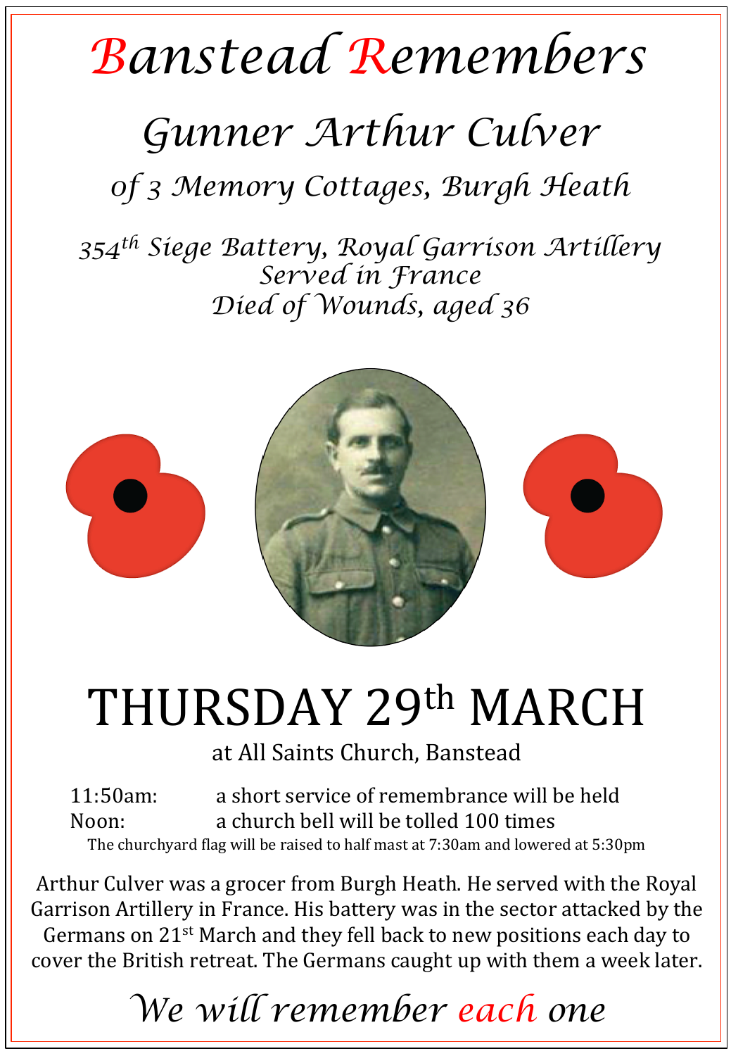# Banstead Remembers

## Gunner Arthur Culver

### of 3 Memory Cottages, Burgh Heath

*354th Siege Battery, Royal Garrison Artillery*
*Served in France*
*Died of Wounds, aged 36*

# THURSDAY 29th MARCH

at All Saints Church, Banstead

| | |
|---|---|
| 11:50am: | a short service of remembrance will be held |
| Noon: | a church bell will be tolled 100 times |

The churchyard flag will be raised to half mast at 7:30am and lowered at 5:30pm

Arthur Culver was a grocer from Burgh Heath. He served with the Royal Garrison Artillery in France. His battery was in the sector attacked by the Germans on 21st March and they fell back to new positions each day to cover the British retreat. The Germans caught up with them a week later.

*We will remember each one*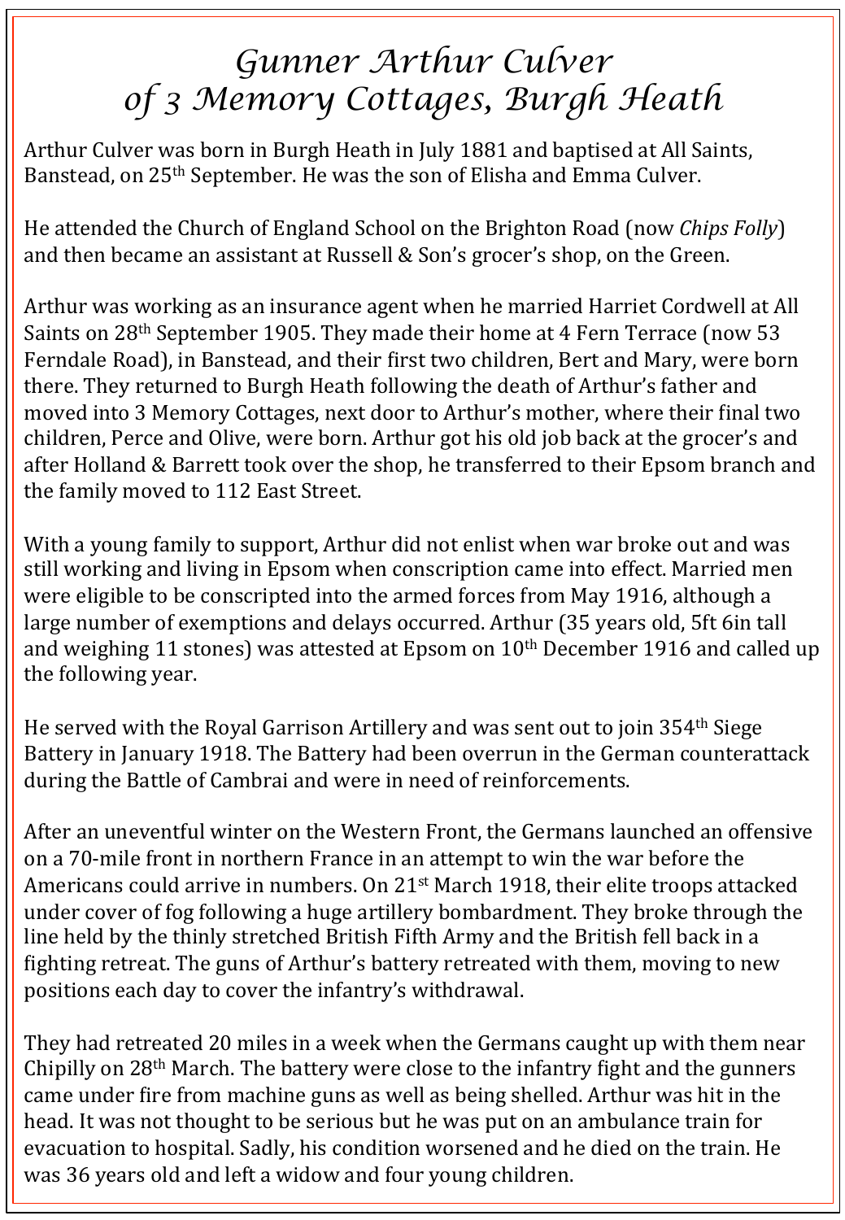# *Gunner Arthur Culver of 3 Memory Cottages, Burgh Heath*

Arthur Culver was born in Burgh Heath in July 1881 and baptised at All Saints, Banstead, on 25th September. He was the son of Elisha and Emma Culver.

He attended the Church of England School on the Brighton Road (now *Chips Folly*) and then became an assistant at Russell & Son's grocer's shop, on the Green.

Arthur was working as an insurance agent when he married Harriet Cordwell at All Saints on 28th September 1905. They made their home at 4 Fern Terrace (now 53 Ferndale Road), in Banstead, and their first two children, Bert and Mary, were born there. They returned to Burgh Heath following the death of Arthur's father and moved into 3 Memory Cottages, next door to Arthur's mother, where their final two children, Perce and Olive, were born. Arthur got his old job back at the grocer's and after Holland & Barrett took over the shop, he transferred to their Epsom branch and the family moved to 112 East Street.

With a young family to support, Arthur did not enlist when war broke out and was still working and living in Epsom when conscription came into effect. Married men were eligible to be conscripted into the armed forces from May 1916, although a large number of exemptions and delays occurred. Arthur (35 years old, 5ft 6in tall and weighing 11 stones) was attested at Epsom on 10th December 1916 and called up the following year.

He served with the Royal Garrison Artillery and was sent out to join 354th Siege Battery in January 1918. The Battery had been overrun in the German counterattack during the Battle of Cambrai and were in need of reinforcements.

After an uneventful winter on the Western Front, the Germans launched an offensive on a 70-mile front in northern France in an attempt to win the war before the Americans could arrive in numbers. On 21st March 1918, their elite troops attacked under cover of fog following a huge artillery bombardment. They broke through the line held by the thinly stretched British Fifth Army and the British fell back in a fighting retreat. The guns of Arthur's battery retreated with them, moving to new positions each day to cover the infantry's withdrawal.

They had retreated 20 miles in a week when the Germans caught up with them near Chipilly on 28th March. The battery were close to the infantry fight and the gunners came under fire from machine guns as well as being shelled. Arthur was hit in the head. It was not thought to be serious but he was put on an ambulance train for evacuation to hospital. Sadly, his condition worsened and he died on the train. He was 36 years old and left a widow and four young children.